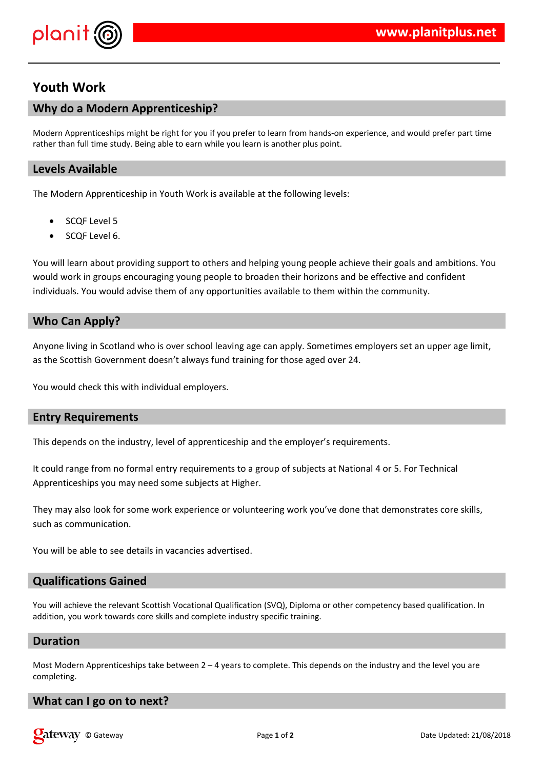# Youth Work

## Why do a Modern Apprenticeship?

Modern Apprenticeships might be right for you if you prefer to learn from hands-on experience, and would prefer part time rather than full time study. Being able to earn while you learn is another plus point.

## Levels Available

The Modern Apprenticeship in Youth Work is available at the following levels:

- SCQF Level 5
- SCQF Level 6.

You will learn about providing support to others and helping young people achieve their goals and ambitions. You would work in groups encouraging young people to broaden their horizons and be effective and confident individuals. You would advise them of any opportunities available to them within the community.

## Who Can Apply?

Anyone living in Scotland who is over school leaving age can apply. Sometimes employers set an upper age limit, as the Scottish Government doesn't always fund training for those aged over 24.

You would check this with individual employers.

## Entry Requirements

This depends on the industry, level of apprenticeship and the employer's requirements.

It could range from no formal entry requirements to a group of subjects at National 4 or 5. For Technical Apprenticeships you may need some subjects at Higher.

They may also look for some work experience or volunteering work you've done that demonstrates core skills, such as communication.

You will be able to see details in vacancies advertised.

## Qualifications Gained

You will achieve the relevant Scottish Vocational Qualification (SVQ), Diploma or other competency based qualification. In addition, you work towards core skills and complete industry specific training.

## Duration

Most Modern Apprenticeships take between 2 – 4 years to complete. This depends on the industry and the level you are completing.

## What can I go on to next?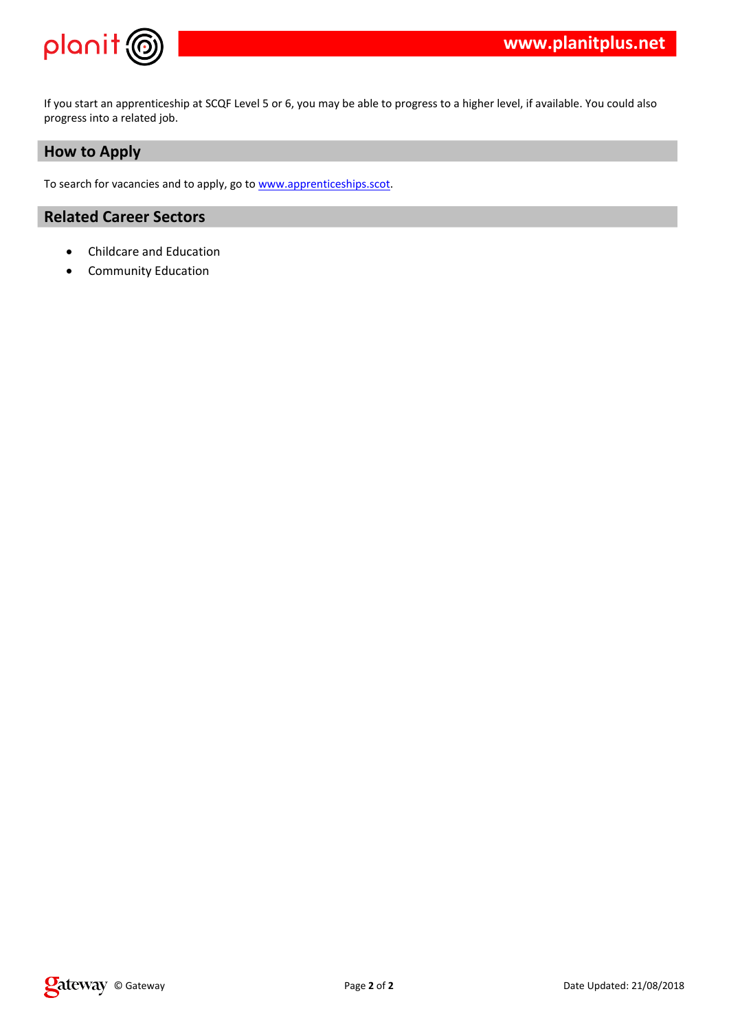If you start an apprenticeship at SCQF Level 5 or 6, you may be able to progress to a higher level, if available. You could also progress into a related job.

## How to Apply

To search for vacancies and to apply, go to www.apprenticeships.scot.

## Related Career Sectors

- Childcare and Education
- Community Education